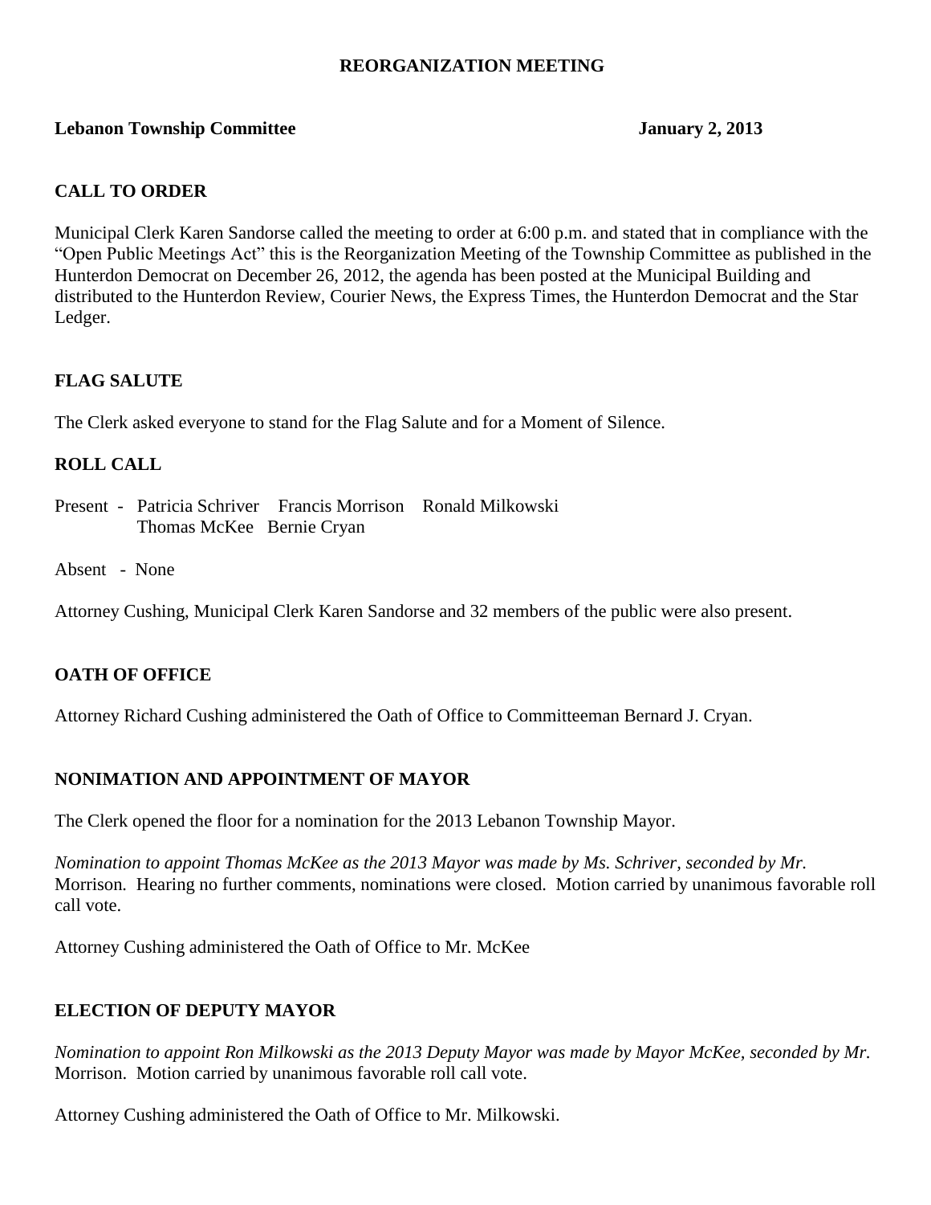**REORGANIZATION MEETING**

**Lebanon Township Committee** **January 2, 2013**

## CALL TO ORDER

Municipal Clerk Karen Sandorse called the meeting to order at 6:00 p.m. and stated that in compliance with the "Open Public Meetings Act" this is the Reorganization Meeting of the Township Committee as published in the Hunterdon Democrat on December 26, 2012, the agenda has been posted at the Municipal Building and distributed to the Hunterdon Review, Courier News, the Express Times, the Hunterdon Democrat and the Star Ledger.

## FLAG SALUTE

The Clerk asked everyone to stand for the Flag Salute and for a Moment of Silence.

## ROLL CALL

Present - Patricia Schriver Francis Morrison Ronald Milkowski
Thomas McKee Bernie Cryan

Absent - None

Attorney Cushing, Municipal Clerk Karen Sandorse and 32 members of the public were also present.

## OATH OF OFFICE

Attorney Richard Cushing administered the Oath of Office to Committeeman Bernard J. Cryan.

## NONIMATION AND APPOINTMENT OF MAYOR

The Clerk opened the floor for a nomination for the 2013 Lebanon Township Mayor.

*Nomination to appoint Thomas McKee as the 2013 Mayor was made by Ms. Schriver, seconded by Mr.* Morrison. Hearing no further comments, nominations were closed. Motion carried by unanimous favorable roll call vote.

Attorney Cushing administered the Oath of Office to Mr. McKee

## ELECTION OF DEPUTY MAYOR

*Nomination to appoint Ron Milkowski as the 2013 Deputy Mayor was made by Mayor McKee, seconded by Mr.* Morrison. Motion carried by unanimous favorable roll call vote.

Attorney Cushing administered the Oath of Office to Mr. Milkowski.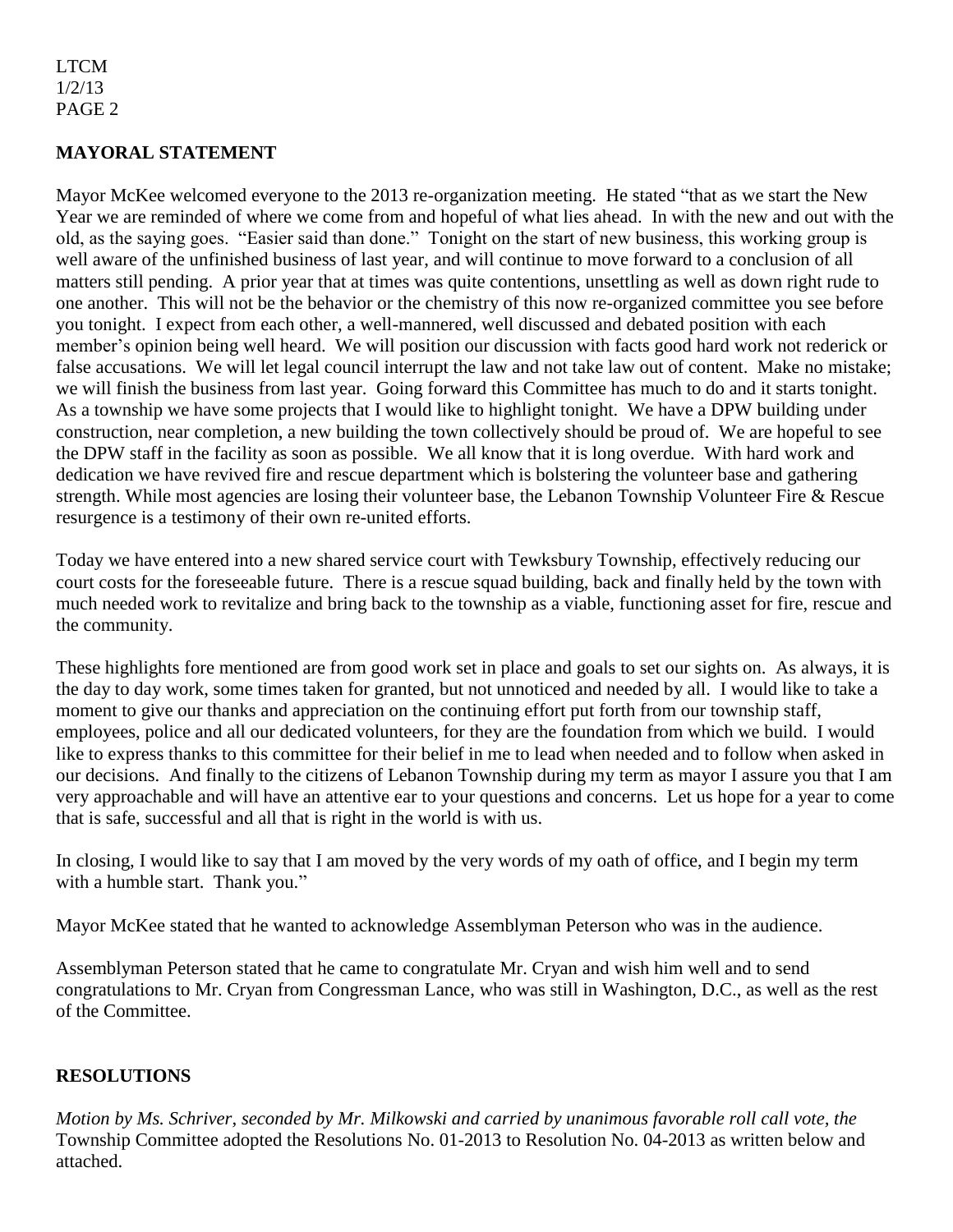## MAYORAL STATEMENT

Mayor McKee welcomed everyone to the 2013 re-organization meeting. He stated "that as we start the New Year we are reminded of where we come from and hopeful of what lies ahead. In with the new and out with the old, as the saying goes. "Easier said than done." Tonight on the start of new business, this working group is well aware of the unfinished business of last year, and will continue to move forward to a conclusion of all matters still pending. A prior year that at times was quite contentions, unsettling as well as down right rude to one another. This will not be the behavior or the chemistry of this now re-organized committee you see before you tonight. I expect from each other, a well-mannered, well discussed and debated position with each member's opinion being well heard. We will position our discussion with facts good hard work not rederick or false accusations. We will let legal council interrupt the law and not take law out of content. Make no mistake; we will finish the business from last year. Going forward this Committee has much to do and it starts tonight. As a township we have some projects that I would like to highlight tonight. We have a DPW building under construction, near completion, a new building the town collectively should be proud of. We are hopeful to see the DPW staff in the facility as soon as possible. We all know that it is long overdue. With hard work and dedication we have revived fire and rescue department which is bolstering the volunteer base and gathering strength. While most agencies are losing their volunteer base, the Lebanon Township Volunteer Fire & Rescue resurgence is a testimony of their own re-united efforts.

Today we have entered into a new shared service court with Tewksbury Township, effectively reducing our court costs for the foreseeable future. There is a rescue squad building, back and finally held by the town with much needed work to revitalize and bring back to the township as a viable, functioning asset for fire, rescue and the community.

These highlights fore mentioned are from good work set in place and goals to set our sights on. As always, it is the day to day work, some times taken for granted, but not unnoticed and needed by all. I would like to take a moment to give our thanks and appreciation on the continuing effort put forth from our township staff, employees, police and all our dedicated volunteers, for they are the foundation from which we build. I would like to express thanks to this committee for their belief in me to lead when needed and to follow when asked in our decisions. And finally to the citizens of Lebanon Township during my term as mayor I assure you that I am very approachable and will have an attentive ear to your questions and concerns. Let us hope for a year to come that is safe, successful and all that is right in the world is with us.

In closing, I would like to say that I am moved by the very words of my oath of office, and I begin my term with a humble start. Thank you."

Mayor McKee stated that he wanted to acknowledge Assemblyman Peterson who was in the audience.

Assemblyman Peterson stated that he came to congratulate Mr. Cryan and wish him well and to send congratulations to Mr. Cryan from Congressman Lance, who was still in Washington, D.C., as well as the rest of the Committee.

## RESOLUTIONS

*Motion by Ms. Schriver, seconded by Mr. Milkowski and carried by unanimous favorable roll call vote, the* Township Committee adopted the Resolutions No. 01-2013 to Resolution No. 04-2013 as written below and attached.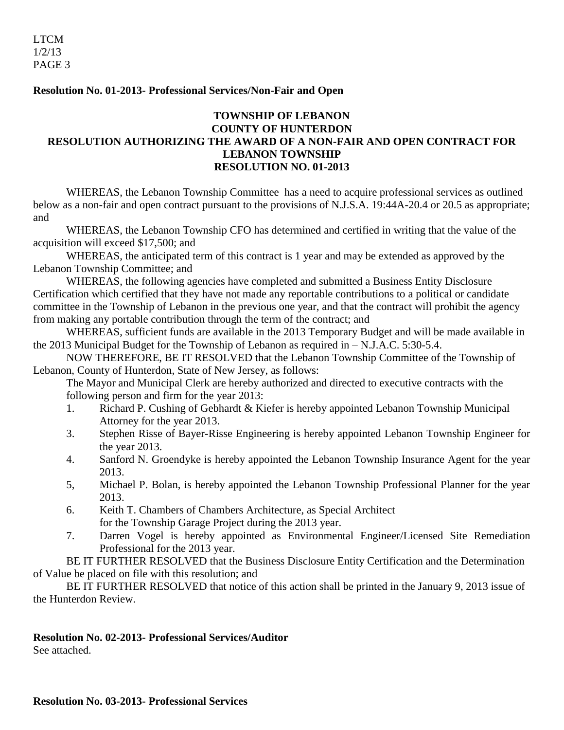**Resolution No. 01-2013- Professional Services/Non-Fair and Open**

**TOWNSHIP OF LEBANON**
**COUNTY OF HUNTERDON**
**RESOLUTION AUTHORIZING THE AWARD OF A NON-FAIR AND OPEN CONTRACT FOR LEBANON TOWNSHIP**
**RESOLUTION NO. 01-2013**

WHEREAS, the Lebanon Township Committee has a need to acquire professional services as outlined below as a non-fair and open contract pursuant to the provisions of N.J.S.A. 19:44A-20.4 or 20.5 as appropriate; and

WHEREAS, the Lebanon Township CFO has determined and certified in writing that the value of the acquisition will exceed $17,500; and

WHEREAS, the anticipated term of this contract is 1 year and may be extended as approved by the Lebanon Township Committee; and

WHEREAS, the following agencies have completed and submitted a Business Entity Disclosure Certification which certified that they have not made any reportable contributions to a political or candidate committee in the Township of Lebanon in the previous one year, and that the contract will prohibit the agency from making any portable contribution through the term of the contract; and

WHEREAS, sufficient funds are available in the 2013 Temporary Budget and will be made available in the 2013 Municipal Budget for the Township of Lebanon as required in – N.J.A.C. 5:30-5.4.

NOW THEREFORE, BE IT RESOLVED that the Lebanon Township Committee of the Township of Lebanon, County of Hunterdon, State of New Jersey, as follows:

The Mayor and Municipal Clerk are hereby authorized and directed to executive contracts with the following person and firm for the year 2013:

1. Richard P. Cushing of Gebhardt & Kiefer is hereby appointed Lebanon Township Municipal Attorney for the year 2013.
3. Stephen Risse of Bayer-Risse Engineering is hereby appointed Lebanon Township Engineer for the year 2013.
4. Sanford N. Groendyke is hereby appointed the Lebanon Township Insurance Agent for the year 2013.
5, Michael P. Bolan, is hereby appointed the Lebanon Township Professional Planner for the year 2013.
6. Keith T. Chambers of Chambers Architecture, as Special Architect for the Township Garage Project during the 2013 year.
7. Darren Vogel is hereby appointed as Environmental Engineer/Licensed Site Remediation Professional for the 2013 year.

BE IT FURTHER RESOLVED that the Business Disclosure Entity Certification and the Determination of Value be placed on file with this resolution; and

BE IT FURTHER RESOLVED that notice of this action shall be printed in the January 9, 2013 issue of the Hunterdon Review.

**Resolution No. 02-2013- Professional Services/Auditor**

See attached.

**Resolution No. 03-2013- Professional Services**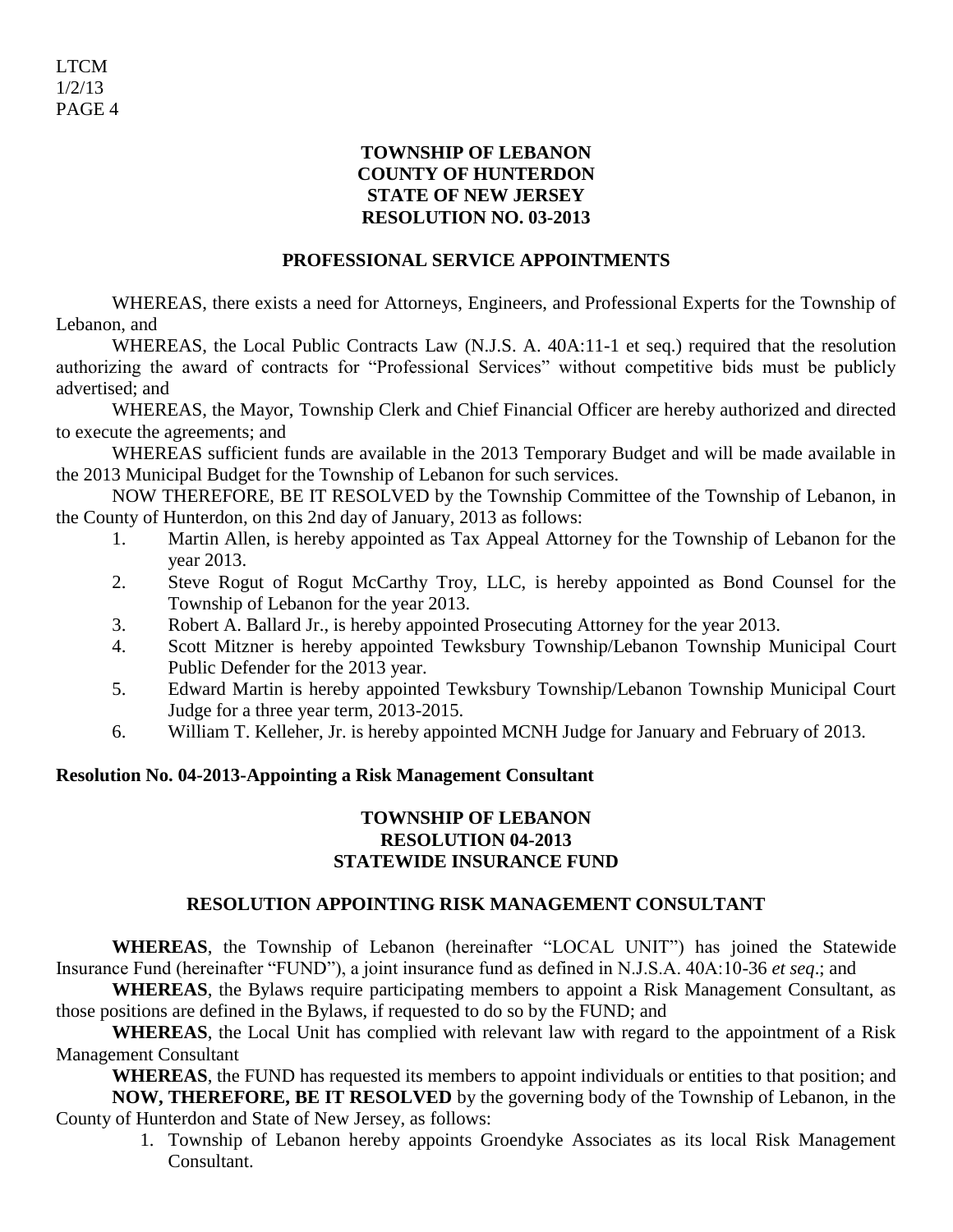**TOWNSHIP OF LEBANON**
**COUNTY OF HUNTERDON**
**STATE OF NEW JERSEY**
**RESOLUTION NO. 03-2013**

**PROFESSIONAL SERVICE APPOINTMENTS**

WHEREAS, there exists a need for Attorneys, Engineers, and Professional Experts for the Township of Lebanon, and

WHEREAS, the Local Public Contracts Law (N.J.S. A. 40A:11-1 et seq.) required that the resolution authorizing the award of contracts for "Professional Services" without competitive bids must be publicly advertised; and

WHEREAS, the Mayor, Township Clerk and Chief Financial Officer are hereby authorized and directed to execute the agreements; and

WHEREAS sufficient funds are available in the 2013 Temporary Budget and will be made available in the 2013 Municipal Budget for the Township of Lebanon for such services.

NOW THEREFORE, BE IT RESOLVED by the Township Committee of the Township of Lebanon, in the County of Hunterdon, on this 2nd day of January, 2013 as follows:

1. Martin Allen, is hereby appointed as Tax Appeal Attorney for the Township of Lebanon for the year 2013.
2. Steve Rogut of Rogut McCarthy Troy, LLC, is hereby appointed as Bond Counsel for the Township of Lebanon for the year 2013.
3. Robert A. Ballard Jr., is hereby appointed Prosecuting Attorney for the year 2013.
4. Scott Mitzner is hereby appointed Tewksbury Township/Lebanon Township Municipal Court Public Defender for the 2013 year.
5. Edward Martin is hereby appointed Tewksbury Township/Lebanon Township Municipal Court Judge for a three year term, 2013-2015.
6. William T. Kelleher, Jr. is hereby appointed MCNH Judge for January and February of 2013.

**Resolution No. 04-2013-Appointing a Risk Management Consultant**

**TOWNSHIP OF LEBANON**
**RESOLUTION 04-2013**
**STATEWIDE INSURANCE FUND**

**RESOLUTION APPOINTING RISK MANAGEMENT CONSULTANT**

**WHEREAS**, the Township of Lebanon (hereinafter "LOCAL UNIT") has joined the Statewide Insurance Fund (hereinafter "FUND"), a joint insurance fund as defined in N.J.S.A. 40A:10-36 *et seq*.; and

**WHEREAS**, the Bylaws require participating members to appoint a Risk Management Consultant, as those positions are defined in the Bylaws, if requested to do so by the FUND; and

**WHEREAS**, the Local Unit has complied with relevant law with regard to the appointment of a Risk Management Consultant

**WHEREAS**, the FUND has requested its members to appoint individuals or entities to that position; and

**NOW, THEREFORE, BE IT RESOLVED** by the governing body of the Township of Lebanon, in the County of Hunterdon and State of New Jersey, as follows:

1. Township of Lebanon hereby appoints Groendyke Associates as its local Risk Management Consultant.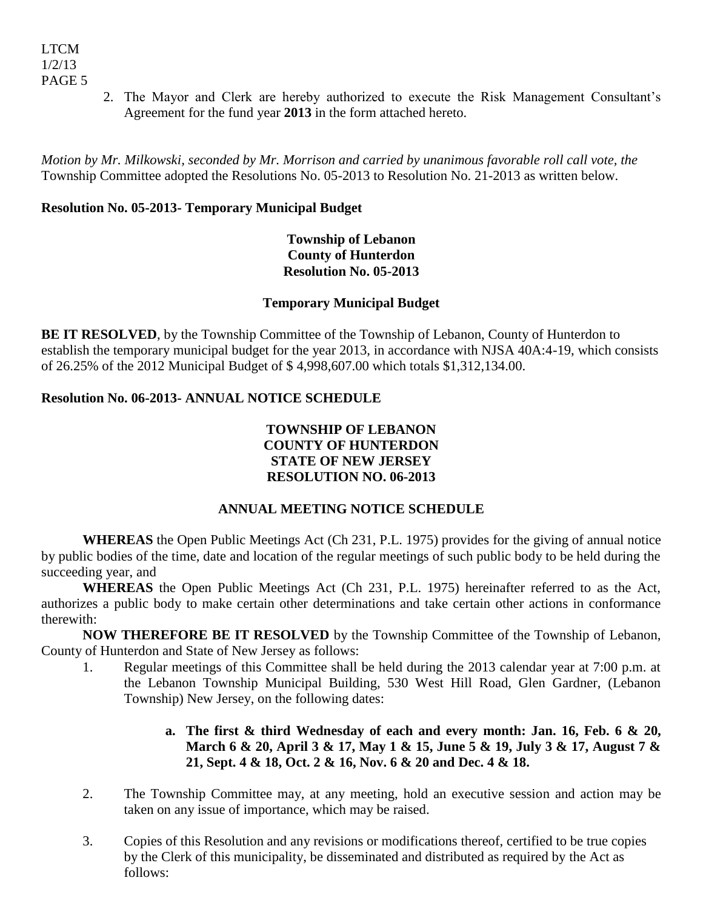2. The Mayor and Clerk are hereby authorized to execute the Risk Management Consultant's Agreement for the fund year **2013** in the form attached hereto.

*Motion by Mr. Milkowski, seconded by Mr. Morrison and carried by unanimous favorable roll call vote, the* Township Committee adopted the Resolutions No. 05-2013 to Resolution No. 21-2013 as written below.

**Resolution No. 05-2013- Temporary Municipal Budget**

**Township of Lebanon**
**County of Hunterdon**
**Resolution No. 05-2013**

**Temporary Municipal Budget**

**BE IT RESOLVED**, by the Township Committee of the Township of Lebanon, County of Hunterdon to establish the temporary municipal budget for the year 2013, in accordance with NJSA 40A:4-19, which consists of 26.25% of the 2012 Municipal Budget of $ 4,998,607.00 which totals $1,312,134.00.

**Resolution No. 06-2013- ANNUAL NOTICE SCHEDULE**

**TOWNSHIP OF LEBANON**
**COUNTY OF HUNTERDON**
**STATE OF NEW JERSEY**
**RESOLUTION NO. 06-2013**

**ANNUAL MEETING NOTICE SCHEDULE**

**WHEREAS** the Open Public Meetings Act (Ch 231, P.L. 1975) provides for the giving of annual notice by public bodies of the time, date and location of the regular meetings of such public body to be held during the succeeding year, and

**WHEREAS** the Open Public Meetings Act (Ch 231, P.L. 1975) hereinafter referred to as the Act, authorizes a public body to make certain other determinations and take certain other actions in conformance therewith:

**NOW THEREFORE BE IT RESOLVED** by the Township Committee of the Township of Lebanon, County of Hunterdon and State of New Jersey as follows:

1. Regular meetings of this Committee shall be held during the 2013 calendar year at 7:00 p.m. at the Lebanon Township Municipal Building, 530 West Hill Road, Glen Gardner, (Lebanon Township) New Jersey, on the following dates:

   a. **The first & third Wednesday of each and every month: Jan. 16, Feb. 6 & 20, March 6 & 20, April 3 & 17, May 1 & 15, June 5 & 19, July 3 & 17, August 7 & 21, Sept. 4 & 18, Oct. 2 & 16, Nov. 6 & 20 and Dec. 4 & 18.**

2. The Township Committee may, at any meeting, hold an executive session and action may be taken on any issue of importance, which may be raised.

3. Copies of this Resolution and any revisions or modifications thereof, certified to be true copies by the Clerk of this municipality, be disseminated and distributed as required by the Act as follows: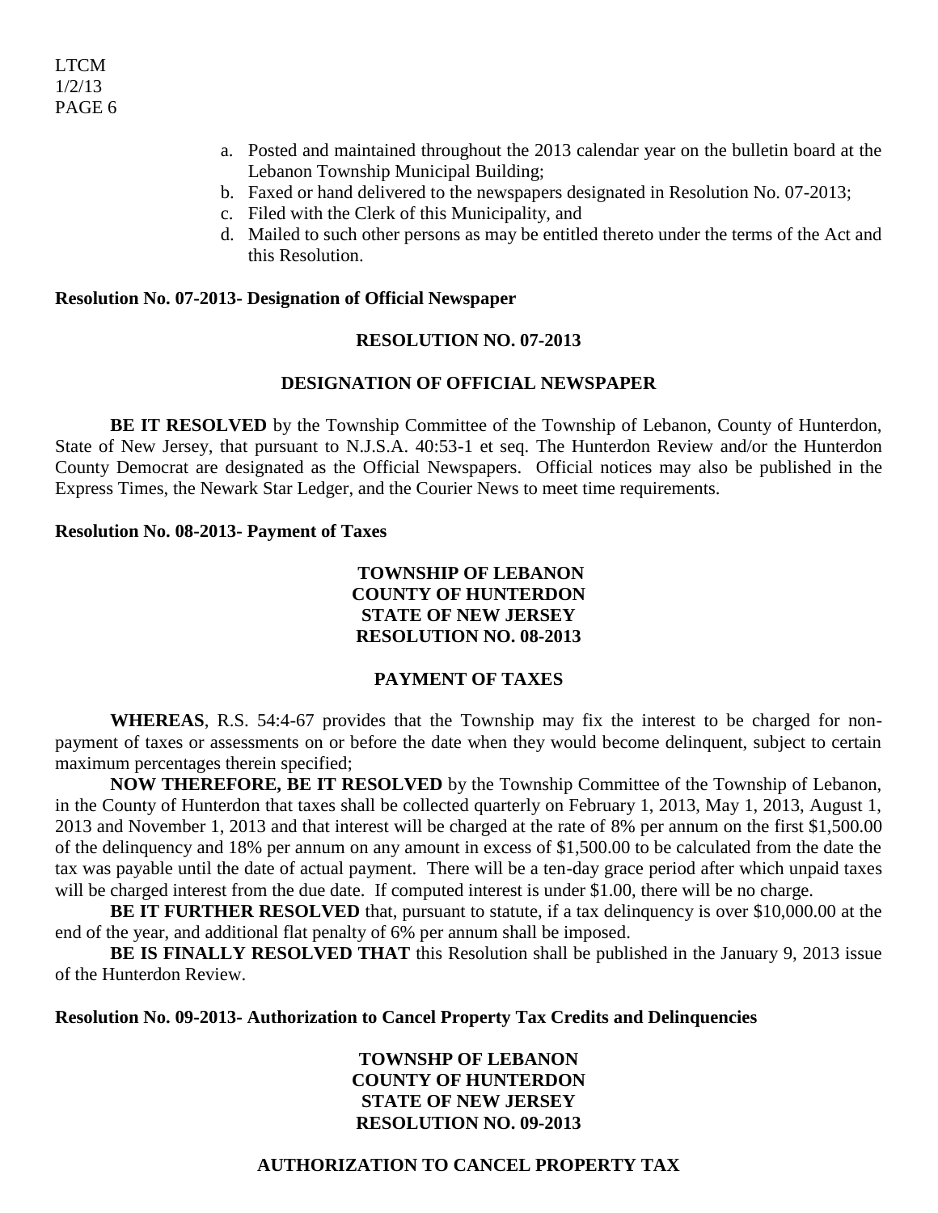a. Posted and maintained throughout the 2013 calendar year on the bulletin board at the Lebanon Township Municipal Building;
b. Faxed or hand delivered to the newspapers designated in Resolution No. 07-2013;
c. Filed with the Clerk of this Municipality, and
d. Mailed to such other persons as may be entitled thereto under the terms of the Act and this Resolution.

**Resolution No. 07-2013- Designation of Official Newspaper**

**RESOLUTION NO. 07-2013**

**DESIGNATION OF OFFICIAL NEWSPAPER**

**BE IT RESOLVED** by the Township Committee of the Township of Lebanon, County of Hunterdon, State of New Jersey, that pursuant to N.J.S.A. 40:53-1 et seq. The Hunterdon Review and/or the Hunterdon County Democrat are designated as the Official Newspapers. Official notices may also be published in the Express Times, the Newark Star Ledger, and the Courier News to meet time requirements.

**Resolution No. 08-2013- Payment of Taxes**

**TOWNSHIP OF LEBANON**
**COUNTY OF HUNTERDON**
**STATE OF NEW JERSEY**
**RESOLUTION NO. 08-2013**

**PAYMENT OF TAXES**

**WHEREAS**, R.S. 54:4-67 provides that the Township may fix the interest to be charged for non-payment of taxes or assessments on or before the date when they would become delinquent, subject to certain maximum percentages therein specified;

**NOW THEREFORE, BE IT RESOLVED** by the Township Committee of the Township of Lebanon, in the County of Hunterdon that taxes shall be collected quarterly on February 1, 2013, May 1, 2013, August 1, 2013 and November 1, 2013 and that interest will be charged at the rate of 8% per annum on the first $1,500.00 of the delinquency and 18% per annum on any amount in excess of $1,500.00 to be calculated from the date the tax was payable until the date of actual payment. There will be a ten-day grace period after which unpaid taxes will be charged interest from the due date. If computed interest is under $1.00, there will be no charge.

**BE IT FURTHER RESOLVED** that, pursuant to statute, if a tax delinquency is over $10,000.00 at the end of the year, and additional flat penalty of 6% per annum shall be imposed.

**BE IS FINALLY RESOLVED THAT** this Resolution shall be published in the January 9, 2013 issue of the Hunterdon Review.

**Resolution No. 09-2013- Authorization to Cancel Property Tax Credits and Delinquencies**

**TOWNSHP OF LEBANON**
**COUNTY OF HUNTERDON**
**STATE OF NEW JERSEY**
**RESOLUTION NO. 09-2013**

**AUTHORIZATION TO CANCEL PROPERTY TAX**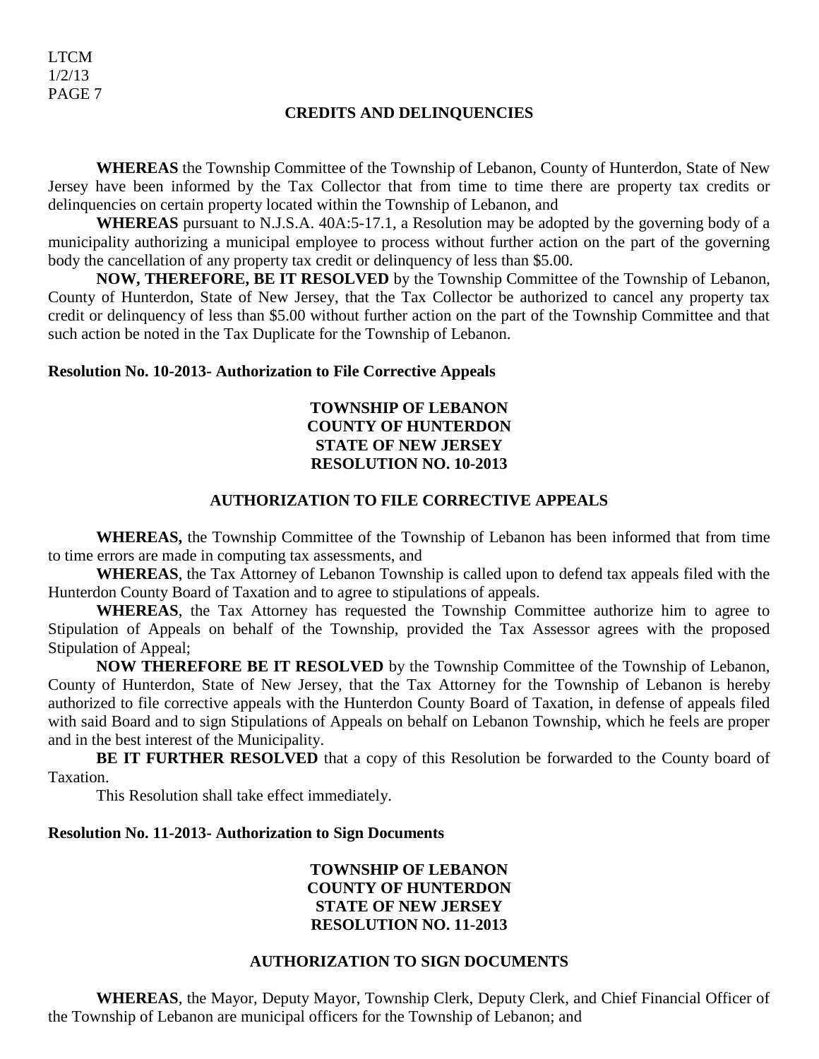### CREDITS AND DELINQUENCIES

**WHEREAS** the Township Committee of the Township of Lebanon, County of Hunterdon, State of New Jersey have been informed by the Tax Collector that from time to time there are property tax credits or delinquencies on certain property located within the Township of Lebanon, and

**WHEREAS** pursuant to N.J.S.A. 40A:5-17.1, a Resolution may be adopted by the governing body of a municipality authorizing a municipal employee to process without further action on the part of the governing body the cancellation of any property tax credit or delinquency of less than $5.00.

**NOW, THEREFORE, BE IT RESOLVED** by the Township Committee of the Township of Lebanon, County of Hunterdon, State of New Jersey, that the Tax Collector be authorized to cancel any property tax credit or delinquency of less than $5.00 without further action on the part of the Township Committee and that such action be noted in the Tax Duplicate for the Township of Lebanon.

**Resolution No. 10-2013- Authorization to File Corrective Appeals**

**TOWNSHIP OF LEBANON**
**COUNTY OF HUNTERDON**
**STATE OF NEW JERSEY**
**RESOLUTION NO. 10-2013**

**AUTHORIZATION TO FILE CORRECTIVE APPEALS**

**WHEREAS,** the Township Committee of the Township of Lebanon has been informed that from time to time errors are made in computing tax assessments, and

**WHEREAS**, the Tax Attorney of Lebanon Township is called upon to defend tax appeals filed with the Hunterdon County Board of Taxation and to agree to stipulations of appeals.

**WHEREAS**, the Tax Attorney has requested the Township Committee authorize him to agree to Stipulation of Appeals on behalf of the Township, provided the Tax Assessor agrees with the proposed Stipulation of Appeal;

**NOW THEREFORE BE IT RESOLVED** by the Township Committee of the Township of Lebanon, County of Hunterdon, State of New Jersey, that the Tax Attorney for the Township of Lebanon is hereby authorized to file corrective appeals with the Hunterdon County Board of Taxation, in defense of appeals filed with said Board and to sign Stipulations of Appeals on behalf on Lebanon Township, which he feels are proper and in the best interest of the Municipality.

**BE IT FURTHER RESOLVED** that a copy of this Resolution be forwarded to the County board of Taxation.

This Resolution shall take effect immediately.

**Resolution No. 11-2013- Authorization to Sign Documents**

**TOWNSHIP OF LEBANON**
**COUNTY OF HUNTERDON**
**STATE OF NEW JERSEY**
**RESOLUTION NO. 11-2013**

**AUTHORIZATION TO SIGN DOCUMENTS**

**WHEREAS**, the Mayor, Deputy Mayor, Township Clerk, Deputy Clerk, and Chief Financial Officer of the Township of Lebanon are municipal officers for the Township of Lebanon; and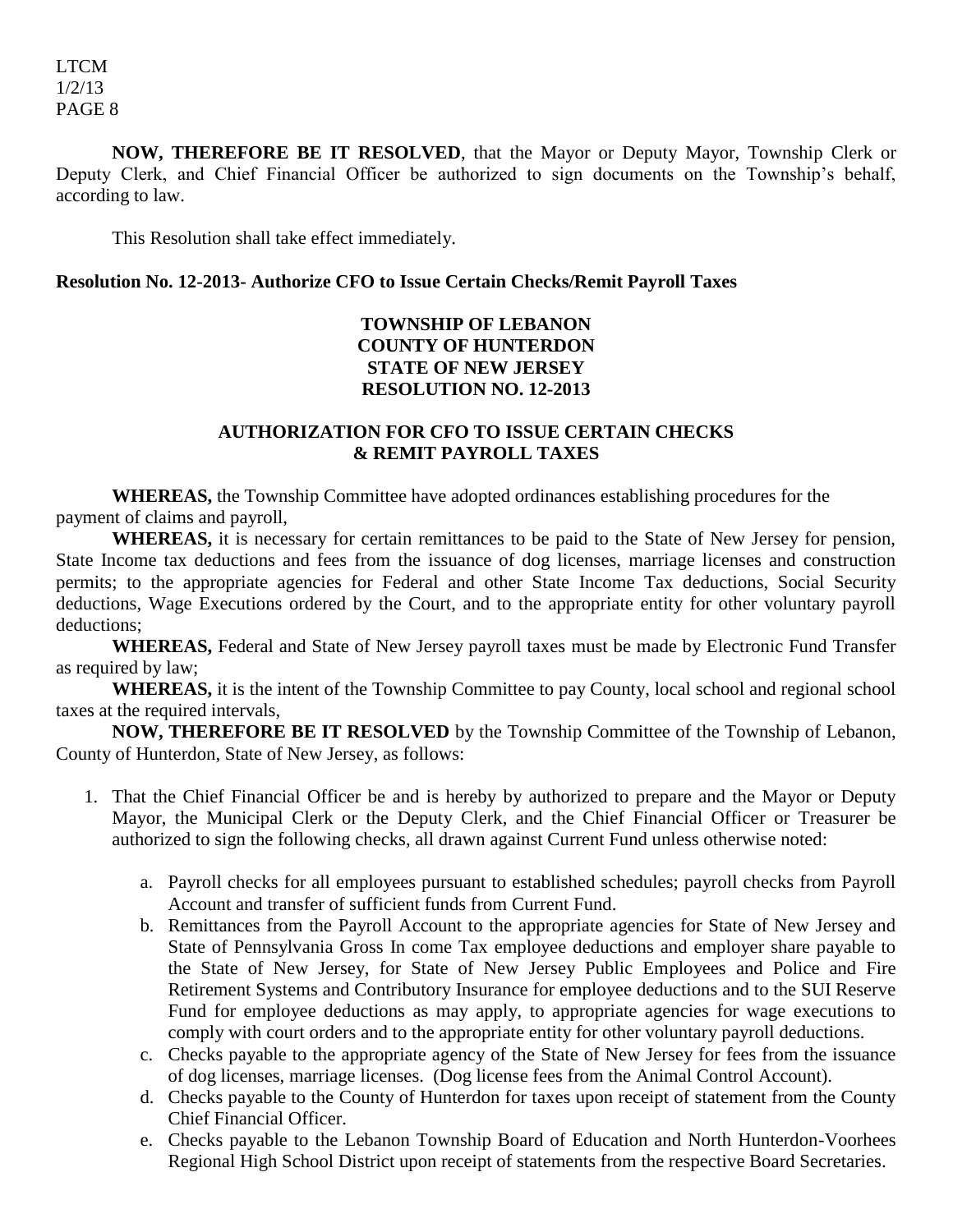**NOW, THEREFORE BE IT RESOLVED**, that the Mayor or Deputy Mayor, Township Clerk or Deputy Clerk, and Chief Financial Officer be authorized to sign documents on the Township's behalf, according to law.

This Resolution shall take effect immediately.

**Resolution No. 12-2013- Authorize CFO to Issue Certain Checks/Remit Payroll Taxes**

**TOWNSHIP OF LEBANON**
**COUNTY OF HUNTERDON**
**STATE OF NEW JERSEY**
**RESOLUTION NO. 12-2013**

**AUTHORIZATION FOR CFO TO ISSUE CERTAIN CHECKS & REMIT PAYROLL TAXES**

**WHEREAS,** the Township Committee have adopted ordinances establishing procedures for the payment of claims and payroll,

**WHEREAS,** it is necessary for certain remittances to be paid to the State of New Jersey for pension, State Income tax deductions and fees from the issuance of dog licenses, marriage licenses and construction permits; to the appropriate agencies for Federal and other State Income Tax deductions, Social Security deductions, Wage Executions ordered by the Court, and to the appropriate entity for other voluntary payroll deductions;

**WHEREAS,** Federal and State of New Jersey payroll taxes must be made by Electronic Fund Transfer as required by law;

**WHEREAS,** it is the intent of the Township Committee to pay County, local school and regional school taxes at the required intervals,

**NOW, THEREFORE BE IT RESOLVED** by the Township Committee of the Township of Lebanon, County of Hunterdon, State of New Jersey, as follows:

1. That the Chief Financial Officer be and is hereby by authorized to prepare and the Mayor or Deputy Mayor, the Municipal Clerk or the Deputy Clerk, and the Chief Financial Officer or Treasurer be authorized to sign the following checks, all drawn against Current Fund unless otherwise noted:
   a. Payroll checks for all employees pursuant to established schedules; payroll checks from Payroll Account and transfer of sufficient funds from Current Fund.
   b. Remittances from the Payroll Account to the appropriate agencies for State of New Jersey and State of Pennsylvania Gross In come Tax employee deductions and employer share payable to the State of New Jersey, for State of New Jersey Public Employees and Police and Fire Retirement Systems and Contributory Insurance for employee deductions and to the SUI Reserve Fund for employee deductions as may apply, to appropriate agencies for wage executions to comply with court orders and to the appropriate entity for other voluntary payroll deductions.
   c. Checks payable to the appropriate agency of the State of New Jersey for fees from the issuance of dog licenses, marriage licenses. (Dog license fees from the Animal Control Account).
   d. Checks payable to the County of Hunterdon for taxes upon receipt of statement from the County Chief Financial Officer.
   e. Checks payable to the Lebanon Township Board of Education and North Hunterdon-Voorhees Regional High School District upon receipt of statements from the respective Board Secretaries.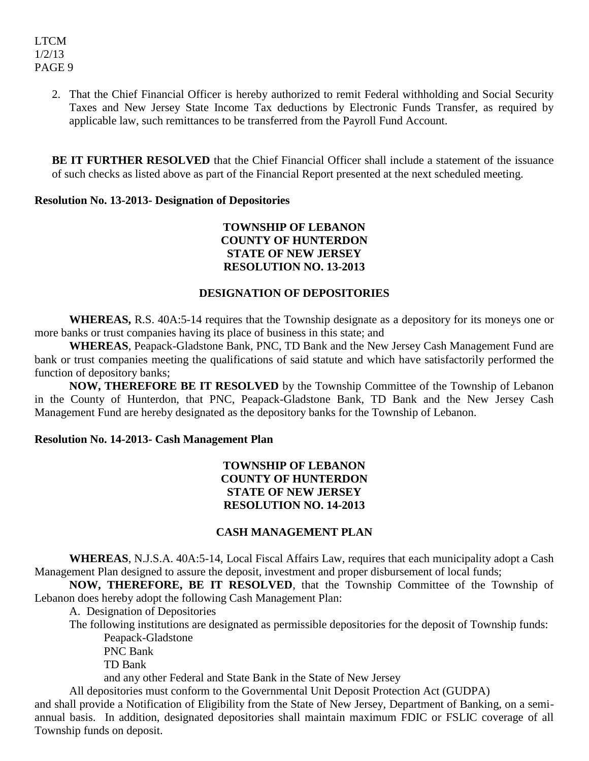2. That the Chief Financial Officer is hereby authorized to remit Federal withholding and Social Security Taxes and New Jersey State Income Tax deductions by Electronic Funds Transfer, as required by applicable law, such remittances to be transferred from the Payroll Fund Account.

**BE IT FURTHER RESOLVED** that the Chief Financial Officer shall include a statement of the issuance of such checks as listed above as part of the Financial Report presented at the next scheduled meeting.

**Resolution No. 13-2013- Designation of Depositories**

**TOWNSHIP OF LEBANON**
**COUNTY OF HUNTERDON**
**STATE OF NEW JERSEY**
**RESOLUTION NO. 13-2013**

**DESIGNATION OF DEPOSITORIES**

**WHEREAS,** R.S. 40A:5-14 requires that the Township designate as a depository for its moneys one or more banks or trust companies having its place of business in this state; and

**WHEREAS**, Peapack-Gladstone Bank, PNC, TD Bank and the New Jersey Cash Management Fund are bank or trust companies meeting the qualifications of said statute and which have satisfactorily performed the function of depository banks;

**NOW, THEREFORE BE IT RESOLVED** by the Township Committee of the Township of Lebanon in the County of Hunterdon, that PNC, Peapack-Gladstone Bank, TD Bank and the New Jersey Cash Management Fund are hereby designated as the depository banks for the Township of Lebanon.

**Resolution No. 14-2013- Cash Management Plan**

**TOWNSHIP OF LEBANON**
**COUNTY OF HUNTERDON**
**STATE OF NEW JERSEY**
**RESOLUTION NO. 14-2013**

**CASH MANAGEMENT PLAN**

**WHEREAS**, N.J.S.A. 40A:5-14, Local Fiscal Affairs Law, requires that each municipality adopt a Cash Management Plan designed to assure the deposit, investment and proper disbursement of local funds;

**NOW, THEREFORE, BE IT RESOLVED**, that the Township Committee of the Township of Lebanon does hereby adopt the following Cash Management Plan:

A. Designation of Depositories

The following institutions are designated as permissible depositories for the deposit of Township funds:

Peapack-Gladstone
PNC Bank
TD Bank
and any other Federal and State Bank in the State of New Jersey

All depositories must conform to the Governmental Unit Deposit Protection Act (GUDPA) and shall provide a Notification of Eligibility from the State of New Jersey, Department of Banking, on a semi-annual basis. In addition, designated depositories shall maintain maximum FDIC or FSLIC coverage of all Township funds on deposit.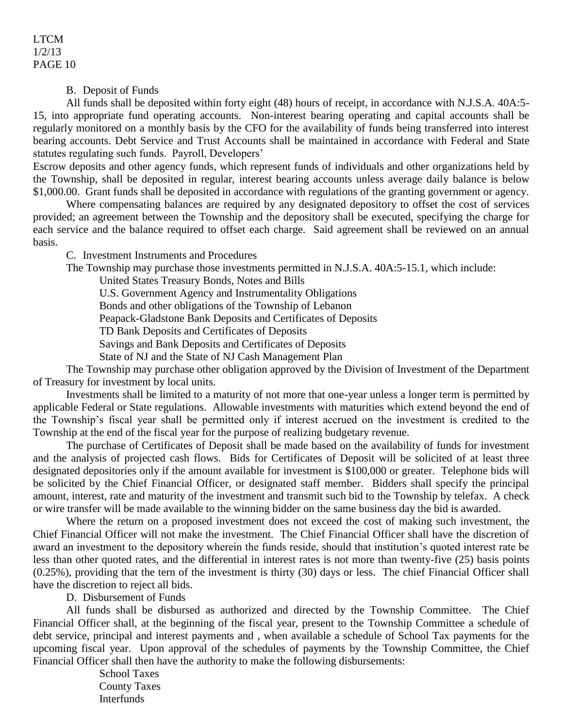B. Deposit of Funds

All funds shall be deposited within forty eight (48) hours of receipt, in accordance with N.J.S.A. 40A:5-15, into appropriate fund operating accounts. Non-interest bearing operating and capital accounts shall be regularly monitored on a monthly basis by the CFO for the availability of funds being transferred into interest bearing accounts. Debt Service and Trust Accounts shall be maintained in accordance with Federal and State statutes regulating such funds. Payroll, Developers'

Escrow deposits and other agency funds, which represent funds of individuals and other organizations held by the Township, shall be deposited in regular, interest bearing accounts unless average daily balance is below $1,000.00. Grant funds shall be deposited in accordance with regulations of the granting government or agency.

Where compensating balances are required by any designated depository to offset the cost of services provided; an agreement between the Township and the depository shall be executed, specifying the charge for each service and the balance required to offset each charge. Said agreement shall be reviewed on an annual basis.

C. Investment Instruments and Procedures

The Township may purchase those investments permitted in N.J.S.A. 40A:5-15.1, which include:

United States Treasury Bonds, Notes and Bills
U.S. Government Agency and Instrumentality Obligations
Bonds and other obligations of the Township of Lebanon
Peapack-Gladstone Bank Deposits and Certificates of Deposits
TD Bank Deposits and Certificates of Deposits
Savings and Bank Deposits and Certificates of Deposits
State of NJ and the State of NJ Cash Management Plan

The Township may purchase other obligation approved by the Division of Investment of the Department of Treasury for investment by local units.

Investments shall be limited to a maturity of not more that one-year unless a longer term is permitted by applicable Federal or State regulations. Allowable investments with maturities which extend beyond the end of the Township's fiscal year shall be permitted only if interest accrued on the investment is credited to the Township at the end of the fiscal year for the purpose of realizing budgetary revenue.

The purchase of Certificates of Deposit shall be made based on the availability of funds for investment and the analysis of projected cash flows. Bids for Certificates of Deposit will be solicited of at least three designated depositories only if the amount available for investment is $100,000 or greater. Telephone bids will be solicited by the Chief Financial Officer, or designated staff member. Bidders shall specify the principal amount, interest, rate and maturity of the investment and transmit such bid to the Township by telefax. A check or wire transfer will be made available to the winning bidder on the same business day the bid is awarded.

Where the return on a proposed investment does not exceed the cost of making such investment, the Chief Financial Officer will not make the investment. The Chief Financial Officer shall have the discretion of award an investment to the depository wherein the funds reside, should that institution's quoted interest rate be less than other quoted rates, and the differential in interest rates is not more than twenty-five (25) basis points (0.25%), providing that the tern of the investment is thirty (30) days or less. The chief Financial Officer shall have the discretion to reject all bids.

D. Disbursement of Funds

All funds shall be disbursed as authorized and directed by the Township Committee. The Chief Financial Officer shall, at the beginning of the fiscal year, present to the Township Committee a schedule of debt service, principal and interest payments and , when available a schedule of School Tax payments for the upcoming fiscal year. Upon approval of the schedules of payments by the Township Committee, the Chief Financial Officer shall then have the authority to make the following disbursements:

School Taxes
County Taxes
Interfunds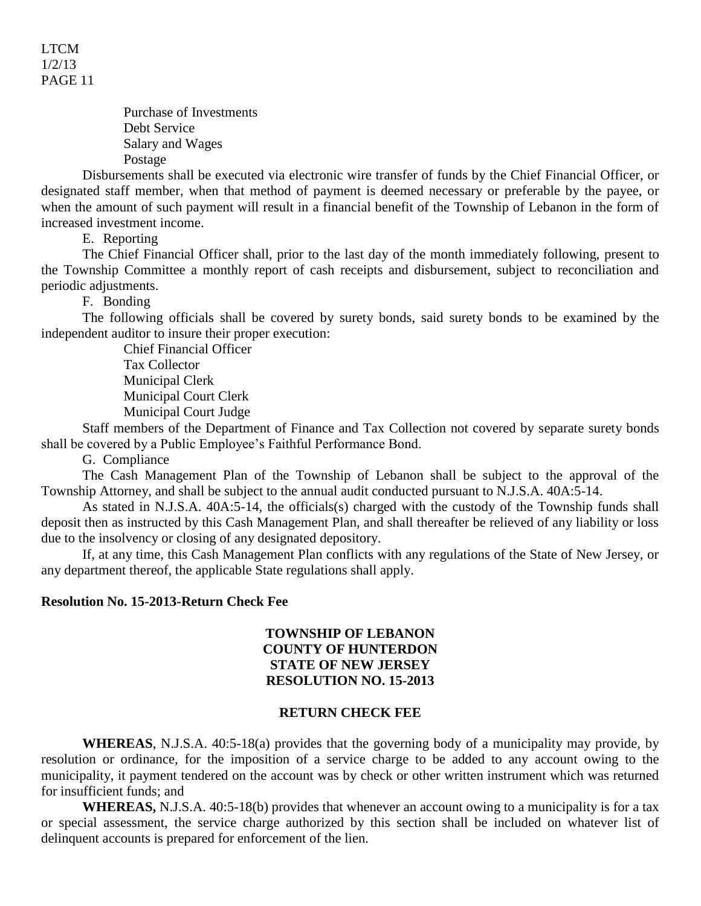Purchase of Investments
Debt Service
Salary and Wages
Postage

Disbursements shall be executed via electronic wire transfer of funds by the Chief Financial Officer, or designated staff member, when that method of payment is deemed necessary or preferable by the payee, or when the amount of such payment will result in a financial benefit of the Township of Lebanon in the form of increased investment income.

E. Reporting

The Chief Financial Officer shall, prior to the last day of the month immediately following, present to the Township Committee a monthly report of cash receipts and disbursement, subject to reconciliation and periodic adjustments.

F. Bonding

The following officials shall be covered by surety bonds, said surety bonds to be examined by the independent auditor to insure their proper execution:

Chief Financial Officer
Tax Collector
Municipal Clerk
Municipal Court Clerk
Municipal Court Judge

Staff members of the Department of Finance and Tax Collection not covered by separate surety bonds shall be covered by a Public Employee's Faithful Performance Bond.

G. Compliance

The Cash Management Plan of the Township of Lebanon shall be subject to the approval of the Township Attorney, and shall be subject to the annual audit conducted pursuant to N.J.S.A. 40A:5-14.

As stated in N.J.S.A. 40A:5-14, the officials(s) charged with the custody of the Township funds shall deposit then as instructed by this Cash Management Plan, and shall thereafter be relieved of any liability or loss due to the insolvency or closing of any designated depository.

If, at any time, this Cash Management Plan conflicts with any regulations of the State of New Jersey, or any department thereof, the applicable State regulations shall apply.

**Resolution No. 15-2013-Return Check Fee**

**TOWNSHIP OF LEBANON**
**COUNTY OF HUNTERDON**
**STATE OF NEW JERSEY**
**RESOLUTION NO. 15-2013**

**RETURN CHECK FEE**

**WHEREAS**, N.J.S.A. 40:5-18(a) provides that the governing body of a municipality may provide, by resolution or ordinance, for the imposition of a service charge to be added to any account owing to the municipality, it payment tendered on the account was by check or other written instrument which was returned for insufficient funds; and

**WHEREAS,** N.J.S.A. 40:5-18(b) provides that whenever an account owing to a municipality is for a tax or special assessment, the service charge authorized by this section shall be included on whatever list of delinquent accounts is prepared for enforcement of the lien.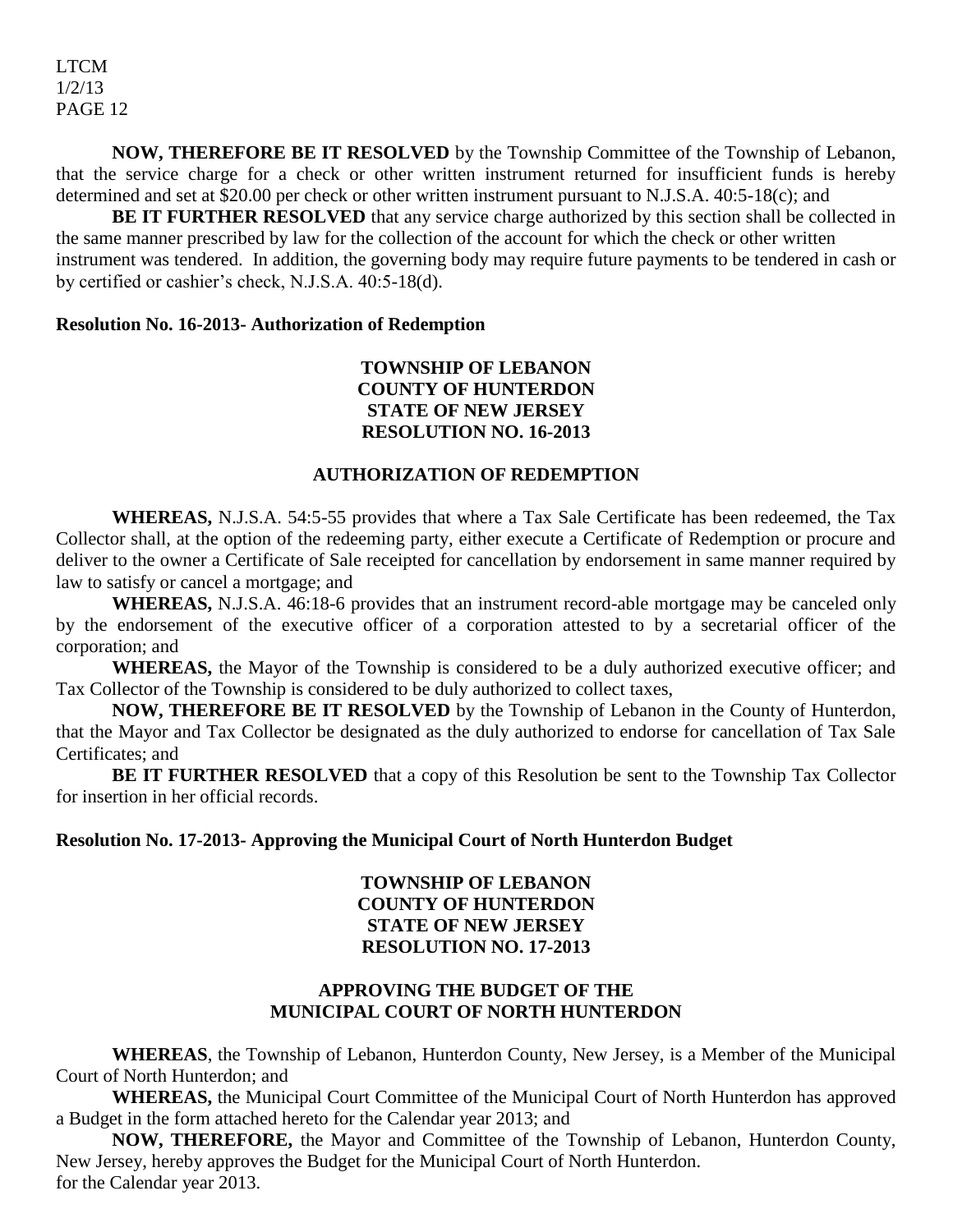**NOW, THEREFORE BE IT RESOLVED** by the Township Committee of the Township of Lebanon, that the service charge for a check or other written instrument returned for insufficient funds is hereby determined and set at $20.00 per check or other written instrument pursuant to N.J.S.A. 40:5-18(c); and

**BE IT FURTHER RESOLVED** that any service charge authorized by this section shall be collected in the same manner prescribed by law for the collection of the account for which the check or other written instrument was tendered. In addition, the governing body may require future payments to be tendered in cash or by certified or cashier's check, N.J.S.A. 40:5-18(d).

**Resolution No. 16-2013- Authorization of Redemption**

**TOWNSHIP OF LEBANON**
**COUNTY OF HUNTERDON**
**STATE OF NEW JERSEY**
**RESOLUTION NO. 16-2013**

**AUTHORIZATION OF REDEMPTION**

**WHEREAS,** N.J.S.A. 54:5-55 provides that where a Tax Sale Certificate has been redeemed, the Tax Collector shall, at the option of the redeeming party, either execute a Certificate of Redemption or procure and deliver to the owner a Certificate of Sale receipted for cancellation by endorsement in same manner required by law to satisfy or cancel a mortgage; and

**WHEREAS,** N.J.S.A. 46:18-6 provides that an instrument record-able mortgage may be canceled only by the endorsement of the executive officer of a corporation attested to by a secretarial officer of the corporation; and

**WHEREAS,** the Mayor of the Township is considered to be a duly authorized executive officer; and Tax Collector of the Township is considered to be duly authorized to collect taxes,

**NOW, THEREFORE BE IT RESOLVED** by the Township of Lebanon in the County of Hunterdon, that the Mayor and Tax Collector be designated as the duly authorized to endorse for cancellation of Tax Sale Certificates; and

**BE IT FURTHER RESOLVED** that a copy of this Resolution be sent to the Township Tax Collector for insertion in her official records.

**Resolution No. 17-2013- Approving the Municipal Court of North Hunterdon Budget**

**TOWNSHIP OF LEBANON**
**COUNTY OF HUNTERDON**
**STATE OF NEW JERSEY**
**RESOLUTION NO. 17-2013**

**APPROVING THE BUDGET OF THE**
**MUNICIPAL COURT OF NORTH HUNTERDON**

**WHEREAS**, the Township of Lebanon, Hunterdon County, New Jersey, is a Member of the Municipal Court of North Hunterdon; and

**WHEREAS,** the Municipal Court Committee of the Municipal Court of North Hunterdon has approved a Budget in the form attached hereto for the Calendar year 2013; and

**NOW, THEREFORE,** the Mayor and Committee of the Township of Lebanon, Hunterdon County, New Jersey, hereby approves the Budget for the Municipal Court of North Hunterdon.
for the Calendar year 2013.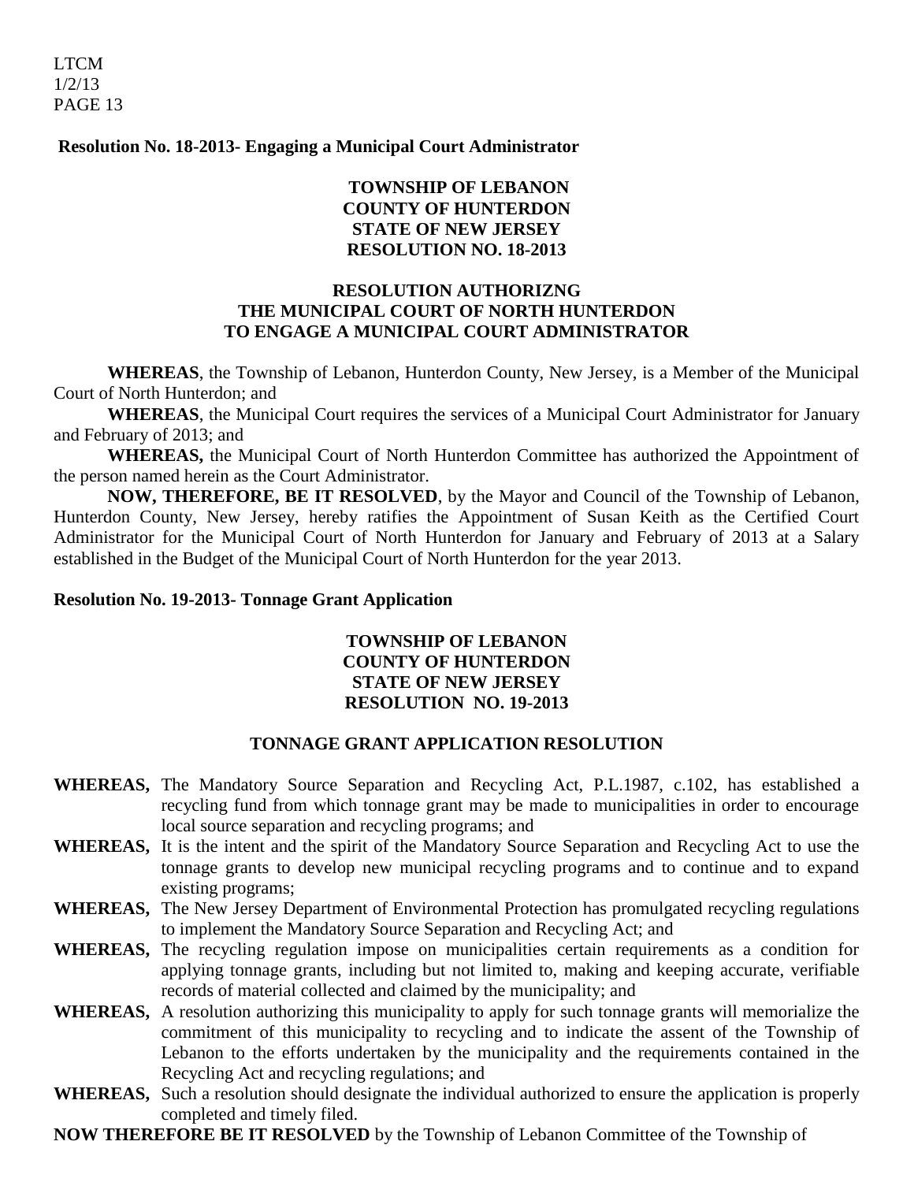**Resolution No. 18-2013- Engaging a Municipal Court Administrator**

**TOWNSHIP OF LEBANON**
**COUNTY OF HUNTERDON**
**STATE OF NEW JERSEY**
**RESOLUTION NO. 18-2013**

**RESOLUTION AUTHORIZNG**
**THE MUNICIPAL COURT OF NORTH HUNTERDON**
**TO ENGAGE A MUNICIPAL COURT ADMINISTRATOR**

**WHEREAS**, the Township of Lebanon, Hunterdon County, New Jersey, is a Member of the Municipal Court of North Hunterdon; and

**WHEREAS**, the Municipal Court requires the services of a Municipal Court Administrator for January and February of 2013; and

**WHEREAS,** the Municipal Court of North Hunterdon Committee has authorized the Appointment of the person named herein as the Court Administrator.

**NOW, THEREFORE, BE IT RESOLVED**, by the Mayor and Council of the Township of Lebanon, Hunterdon County, New Jersey, hereby ratifies the Appointment of Susan Keith as the Certified Court Administrator for the Municipal Court of North Hunterdon for January and February of 2013 at a Salary established in the Budget of the Municipal Court of North Hunterdon for the year 2013.

**Resolution No. 19-2013- Tonnage Grant Application**

**TOWNSHIP OF LEBANON**
**COUNTY OF HUNTERDON**
**STATE OF NEW JERSEY**
**RESOLUTION NO. 19-2013**

**TONNAGE GRANT APPLICATION RESOLUTION**

**WHEREAS,** The Mandatory Source Separation and Recycling Act, P.L.1987, c.102, has established a recycling fund from which tonnage grant may be made to municipalities in order to encourage local source separation and recycling programs; and

**WHEREAS,** It is the intent and the spirit of the Mandatory Source Separation and Recycling Act to use the tonnage grants to develop new municipal recycling programs and to continue and to expand existing programs;

**WHEREAS,** The New Jersey Department of Environmental Protection has promulgated recycling regulations to implement the Mandatory Source Separation and Recycling Act; and

**WHEREAS,** The recycling regulation impose on municipalities certain requirements as a condition for applying tonnage grants, including but not limited to, making and keeping accurate, verifiable records of material collected and claimed by the municipality; and

**WHEREAS,** A resolution authorizing this municipality to apply for such tonnage grants will memorialize the commitment of this municipality to recycling and to indicate the assent of the Township of Lebanon to the efforts undertaken by the municipality and the requirements contained in the Recycling Act and recycling regulations; and

**WHEREAS,** Such a resolution should designate the individual authorized to ensure the application is properly completed and timely filed.

**NOW THEREFORE BE IT RESOLVED** by the Township of Lebanon Committee of the Township of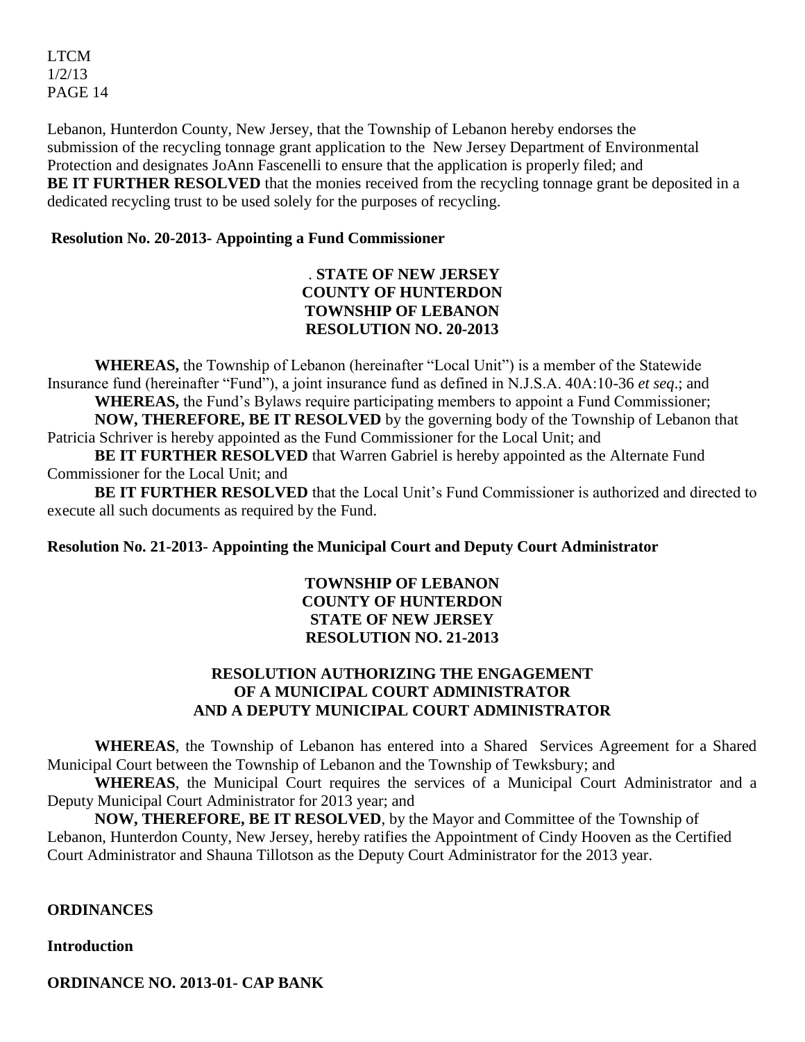Lebanon, Hunterdon County, New Jersey, that the Township of Lebanon hereby endorses the submission of the recycling tonnage grant application to the New Jersey Department of Environmental Protection and designates JoAnn Fascenelli to ensure that the application is properly filed; and **BE IT FURTHER RESOLVED** that the monies received from the recycling tonnage grant be deposited in a dedicated recycling trust to be used solely for the purposes of recycling.

**Resolution No. 20-2013- Appointing a Fund Commissioner**

. **STATE OF NEW JERSEY**
**COUNTY OF HUNTERDON**
**TOWNSHIP OF LEBANON**
**RESOLUTION NO. 20-2013**

**WHEREAS,** the Township of Lebanon (hereinafter "Local Unit") is a member of the Statewide Insurance fund (hereinafter "Fund"), a joint insurance fund as defined in N.J.S.A. 40A:10-36 *et seq*.; and

**WHEREAS,** the Fund's Bylaws require participating members to appoint a Fund Commissioner;

**NOW, THEREFORE, BE IT RESOLVED** by the governing body of the Township of Lebanon that Patricia Schriver is hereby appointed as the Fund Commissioner for the Local Unit; and

**BE IT FURTHER RESOLVED** that Warren Gabriel is hereby appointed as the Alternate Fund Commissioner for the Local Unit; and

**BE IT FURTHER RESOLVED** that the Local Unit's Fund Commissioner is authorized and directed to execute all such documents as required by the Fund.

**Resolution No. 21-2013- Appointing the Municipal Court and Deputy Court Administrator**

**TOWNSHIP OF LEBANON**
**COUNTY OF HUNTERDON**
**STATE OF NEW JERSEY**
**RESOLUTION NO. 21-2013**

**RESOLUTION AUTHORIZING THE ENGAGEMENT OF A MUNICIPAL COURT ADMINISTRATOR AND A DEPUTY MUNICIPAL COURT ADMINISTRATOR**

**WHEREAS**, the Township of Lebanon has entered into a Shared Services Agreement for a Shared Municipal Court between the Township of Lebanon and the Township of Tewksbury; and

**WHEREAS**, the Municipal Court requires the services of a Municipal Court Administrator and a Deputy Municipal Court Administrator for 2013 year; and

**NOW, THEREFORE, BE IT RESOLVED**, by the Mayor and Committee of the Township of Lebanon, Hunterdon County, New Jersey, hereby ratifies the Appointment of Cindy Hooven as the Certified Court Administrator and Shauna Tillotson as the Deputy Court Administrator for the 2013 year.

**ORDINANCES**

**Introduction**

**ORDINANCE NO. 2013-01- CAP BANK**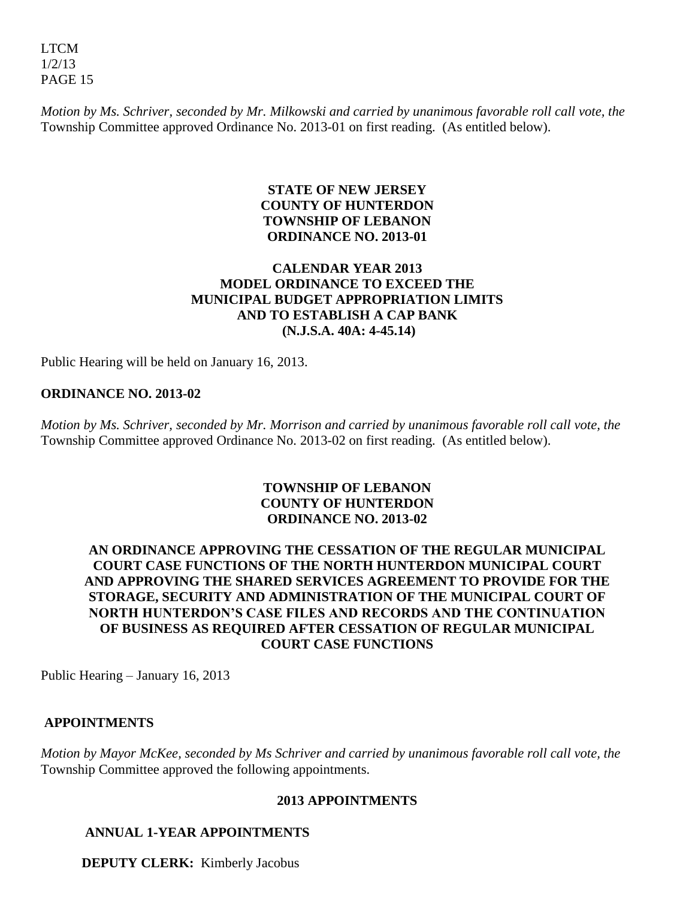*Motion by Ms. Schriver, seconded by Mr. Milkowski and carried by unanimous favorable roll call vote, the* Township Committee approved Ordinance No. 2013-01 on first reading. (As entitled below).

**STATE OF NEW JERSEY**
**COUNTY OF HUNTERDON**
**TOWNSHIP OF LEBANON**
**ORDINANCE NO. 2013-01**

**CALENDAR YEAR 2013**
**MODEL ORDINANCE TO EXCEED THE**
**MUNICIPAL BUDGET APPROPRIATION LIMITS**
**AND TO ESTABLISH A CAP BANK**
**(N.J.S.A. 40A: 4-45.14)**

Public Hearing will be held on January 16, 2013.

**ORDINANCE NO. 2013-02**

*Motion by Ms. Schriver, seconded by Mr. Morrison and carried by unanimous favorable roll call vote, the* Township Committee approved Ordinance No. 2013-02 on first reading. (As entitled below).

**TOWNSHIP OF LEBANON**
**COUNTY OF HUNTERDON**
**ORDINANCE NO. 2013-02**

**AN ORDINANCE APPROVING THE CESSATION OF THE REGULAR MUNICIPAL COURT CASE FUNCTIONS OF THE NORTH HUNTERDON MUNICIPAL COURT AND APPROVING THE SHARED SERVICES AGREEMENT TO PROVIDE FOR THE STORAGE, SECURITY AND ADMINISTRATION OF THE MUNICIPAL COURT OF NORTH HUNTERDON'S CASE FILES AND RECORDS AND THE CONTINUATION OF BUSINESS AS REQUIRED AFTER CESSATION OF REGULAR MUNICIPAL COURT CASE FUNCTIONS**

Public Hearing – January 16, 2013

**APPOINTMENTS**

*Motion by Mayor McKee, seconded by Ms Schriver and carried by unanimous favorable roll call vote, the* Township Committee approved the following appointments.

**2013 APPOINTMENTS**

**ANNUAL 1-YEAR APPOINTMENTS**

**DEPUTY CLERK:** Kimberly Jacobus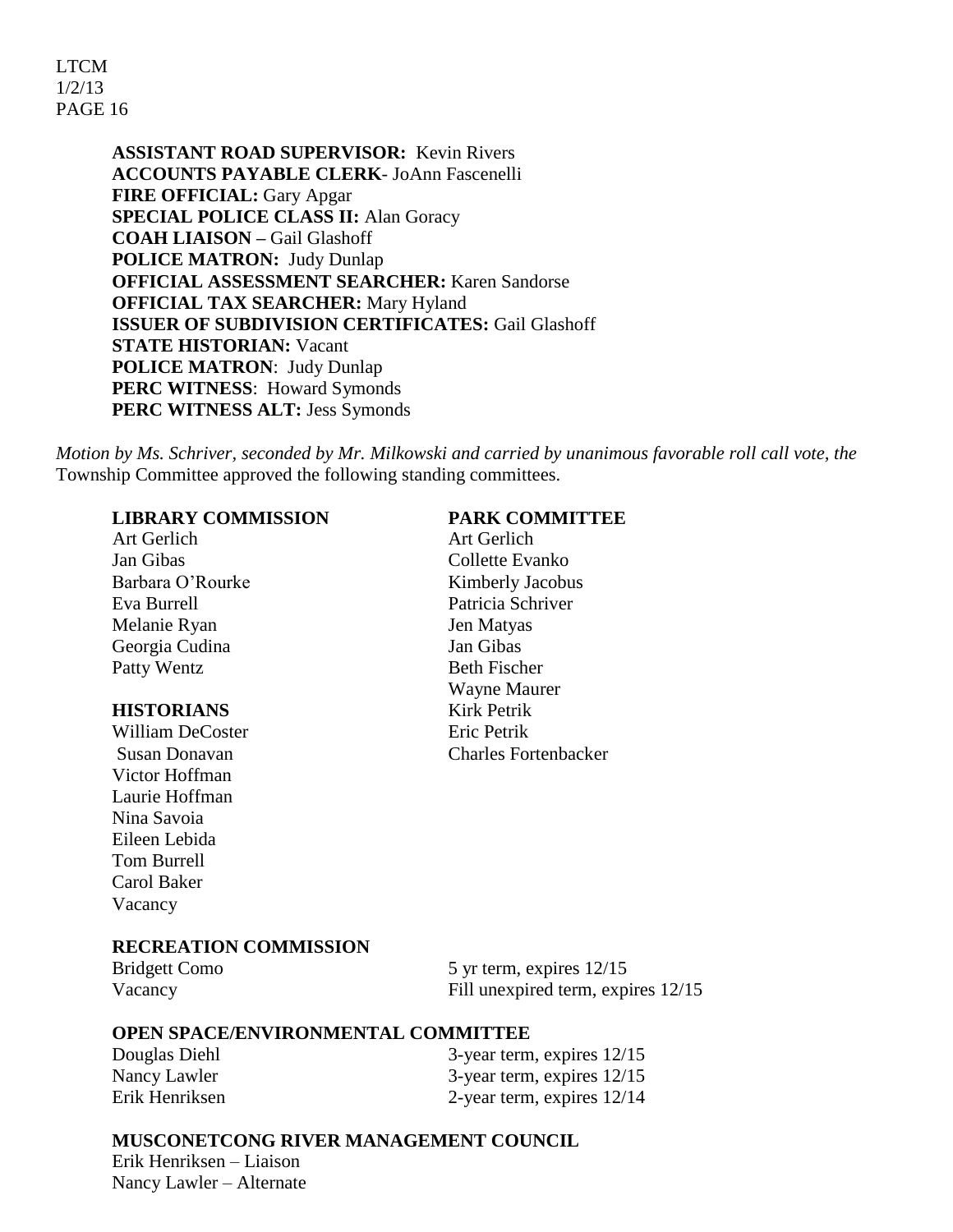**ASSISTANT ROAD SUPERVISOR:** Kevin Rivers
**ACCOUNTS PAYABLE CLERK**- JoAnn Fascenelli
**FIRE OFFICIAL:** Gary Apgar
**SPECIAL POLICE CLASS II:** Alan Goracy
**COAH LIAISON –** Gail Glashoff
**POLICE MATRON:** Judy Dunlap
**OFFICIAL ASSESSMENT SEARCHER:** Karen Sandorse
**OFFICIAL TAX SEARCHER:** Mary Hyland
**ISSUER OF SUBDIVISION CERTIFICATES:** Gail Glashoff
**STATE HISTORIAN:** Vacant
**POLICE MATRON**: Judy Dunlap
**PERC WITNESS**: Howard Symonds
**PERC WITNESS ALT:** Jess Symonds

*Motion by Ms. Schriver, seconded by Mr. Milkowski and carried by unanimous favorable roll call vote, the* Township Committee approved the following standing committees.

**LIBRARY COMMISSION**

Art Gerlich
Jan Gibas
Barbara O'Rourke
Eva Burrell
Melanie Ryan
Georgia Cudina
Patty Wentz

**HISTORIANS**

William DeCoster
Susan Donavan
Victor Hoffman
Laurie Hoffman
Nina Savoia
Eileen Lebida
Tom Burrell
Carol Baker
Vacancy

**PARK COMMITTEE**

Art Gerlich
Collette Evanko
Kimberly Jacobus
Patricia Schriver
Jen Matyas
Jan Gibas
Beth Fischer
Wayne Maurer
Kirk Petrik
Eric Petrik
Charles Fortenbacker

**RECREATION COMMISSION**

| | |
|---|---|
| Bridgett Como | 5 yr term, expires 12/15 |
| Vacancy | Fill unexpired term, expires 12/15 |

**OPEN SPACE/ENVIRONMENTAL COMMITTEE**

| | |
|---|---|
| Douglas Diehl | 3-year term, expires 12/15 |
| Nancy Lawler | 3-year term, expires 12/15 |
| Erik Henriksen | 2-year term, expires 12/14 |

**MUSCONETCONG RIVER MANAGEMENT COUNCIL**

Erik Henriksen – Liaison
Nancy Lawler – Alternate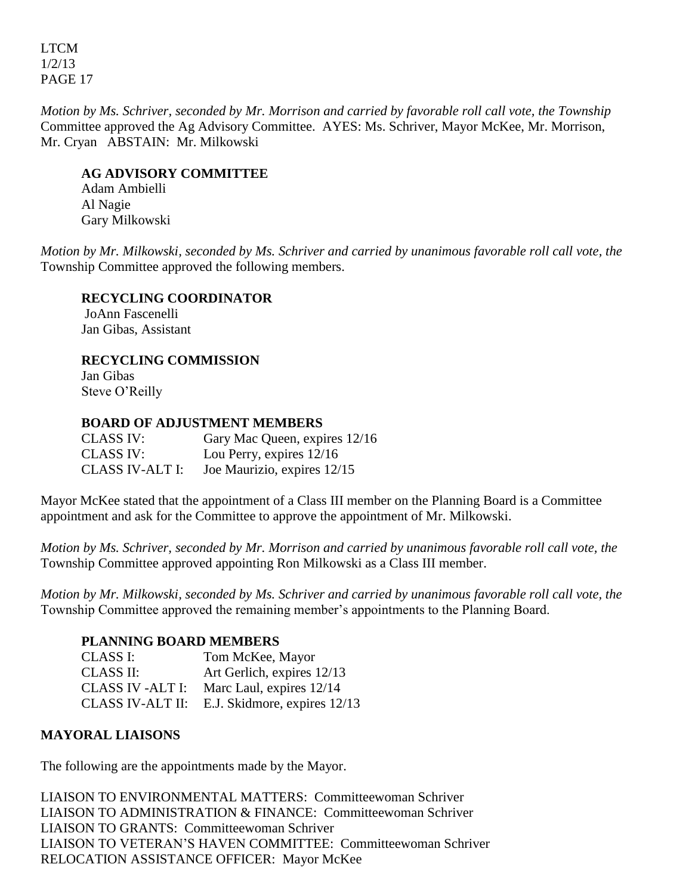*Motion by Ms. Schriver, seconded by Mr. Morrison and carried by favorable roll call vote, the Township* Committee approved the Ag Advisory Committee. AYES: Ms. Schriver, Mayor McKee, Mr. Morrison, Mr. Cryan ABSTAIN: Mr. Milkowski

**AG ADVISORY COMMITTEE**
Adam Ambielli
Al Nagie
Gary Milkowski

*Motion by Mr. Milkowski, seconded by Ms. Schriver and carried by unanimous favorable roll call vote, the* Township Committee approved the following members.

**RECYCLING COORDINATOR**
JoAnn Fascenelli
Jan Gibas, Assistant

**RECYCLING COMMISSION**
Jan Gibas
Steve O'Reilly

**BOARD OF ADJUSTMENT MEMBERS**

| | |
|---|---|
| CLASS IV: | Gary Mac Queen, expires 12/16 |
| CLASS IV: | Lou Perry, expires 12/16 |
| CLASS IV-ALT I: | Joe Maurizio, expires 12/15 |

Mayor McKee stated that the appointment of a Class III member on the Planning Board is a Committee appointment and ask for the Committee to approve the appointment of Mr. Milkowski.

*Motion by Ms. Schriver, seconded by Mr. Morrison and carried by unanimous favorable roll call vote, the* Township Committee approved appointing Ron Milkowski as a Class III member.

*Motion by Mr. Milkowski, seconded by Ms. Schriver and carried by unanimous favorable roll call vote, the* Township Committee approved the remaining member's appointments to the Planning Board.

**PLANNING BOARD MEMBERS**

| | |
|---|---|
| CLASS I: | Tom McKee, Mayor |
| CLASS II: | Art Gerlich, expires 12/13 |
| CLASS IV -ALT I: | Marc Laul, expires 12/14 |
| CLASS IV-ALT II: | E.J. Skidmore, expires 12/13 |

## MAYORAL LIAISONS

The following are the appointments made by the Mayor.

LIAISON TO ENVIRONMENTAL MATTERS: Committeewoman Schriver
LIAISON TO ADMINISTRATION & FINANCE: Committeewoman Schriver
LIAISON TO GRANTS: Committeewoman Schriver
LIAISON TO VETERAN'S HAVEN COMMITTEE: Committeewoman Schriver
RELOCATION ASSISTANCE OFFICER: Mayor McKee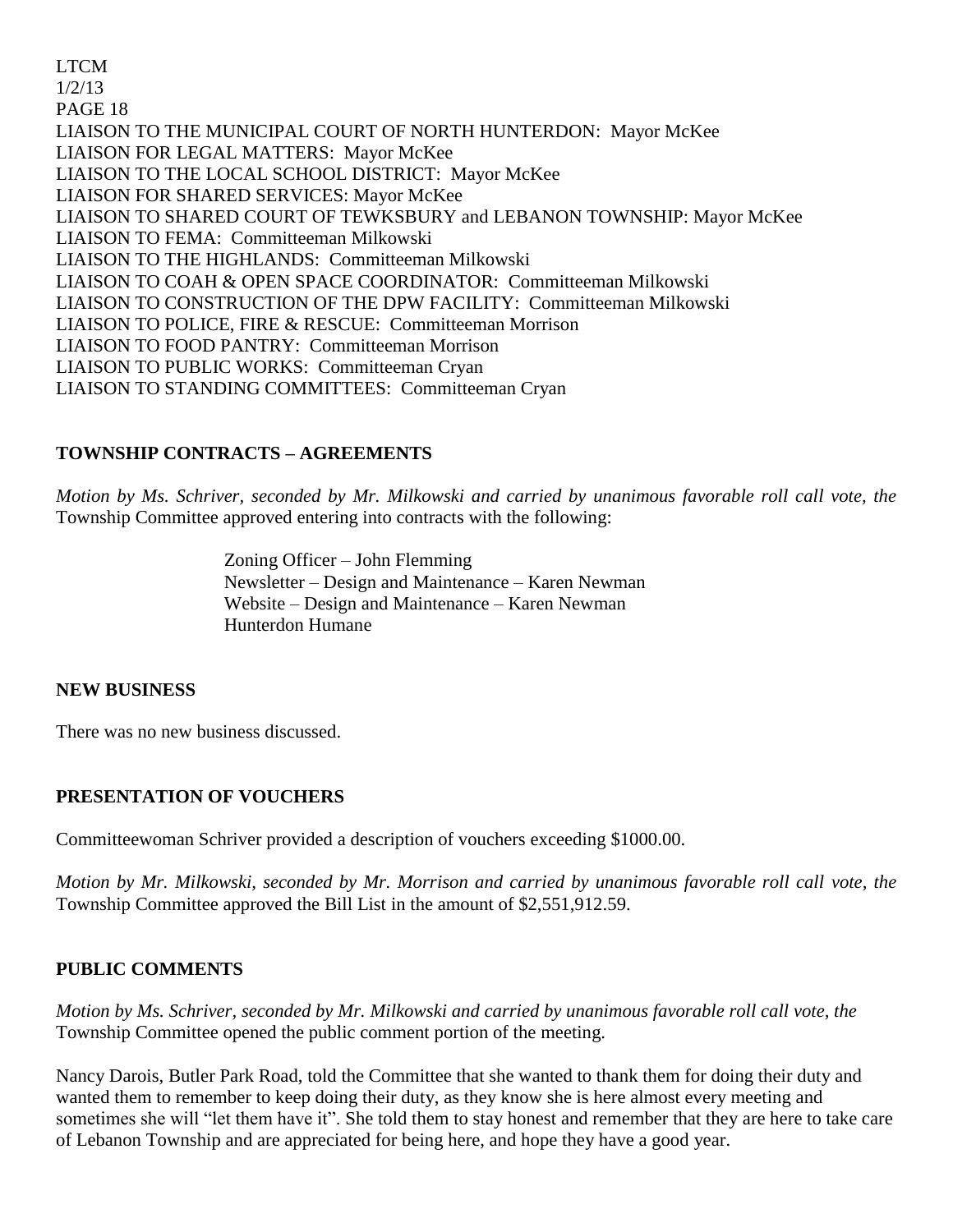LIAISON TO THE MUNICIPAL COURT OF NORTH HUNTERDON: Mayor McKee
LIAISON FOR LEGAL MATTERS: Mayor McKee
LIAISON TO THE LOCAL SCHOOL DISTRICT: Mayor McKee
LIAISON FOR SHARED SERVICES: Mayor McKee
LIAISON TO SHARED COURT OF TEWKSBURY and LEBANON TOWNSHIP: Mayor McKee
LIAISON TO FEMA: Committeeman Milkowski
LIAISON TO THE HIGHLANDS: Committeeman Milkowski
LIAISON TO COAH & OPEN SPACE COORDINATOR: Committeeman Milkowski
LIAISON TO CONSTRUCTION OF THE DPW FACILITY: Committeeman Milkowski
LIAISON TO POLICE, FIRE & RESCUE: Committeeman Morrison
LIAISON TO FOOD PANTRY: Committeeman Morrison
LIAISON TO PUBLIC WORKS: Committeeman Cryan
LIAISON TO STANDING COMMITTEES: Committeeman Cryan

**TOWNSHIP CONTRACTS – AGREEMENTS**

*Motion by Ms. Schriver, seconded by Mr. Milkowski and carried by unanimous favorable roll call vote, the* Township Committee approved entering into contracts with the following:

Zoning Officer – John Flemming
Newsletter – Design and Maintenance – Karen Newman
Website – Design and Maintenance – Karen Newman
Hunterdon Humane

**NEW BUSINESS**

There was no new business discussed.

**PRESENTATION OF VOUCHERS**

Committeewoman Schriver provided a description of vouchers exceeding $1000.00.

*Motion by Mr. Milkowski, seconded by Mr. Morrison and carried by unanimous favorable roll call vote, the* Township Committee approved the Bill List in the amount of $2,551,912.59.

**PUBLIC COMMENTS**

*Motion by Ms. Schriver, seconded by Mr. Milkowski and carried by unanimous favorable roll call vote, the* Township Committee opened the public comment portion of the meeting.

Nancy Darois, Butler Park Road, told the Committee that she wanted to thank them for doing their duty and wanted them to remember to keep doing their duty, as they know she is here almost every meeting and sometimes she will "let them have it". She told them to stay honest and remember that they are here to take care of Lebanon Township and are appreciated for being here, and hope they have a good year.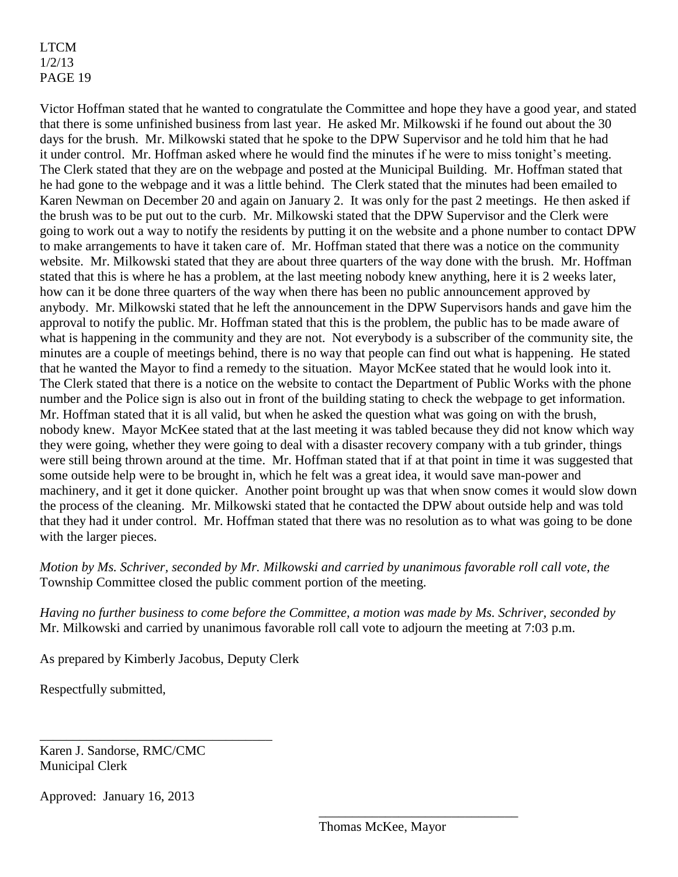Victor Hoffman stated that he wanted to congratulate the Committee and hope they have a good year, and stated that there is some unfinished business from last year. He asked Mr. Milkowski if he found out about the 30 days for the brush. Mr. Milkowski stated that he spoke to the DPW Supervisor and he told him that he had it under control. Mr. Hoffman asked where he would find the minutes if he were to miss tonight's meeting. The Clerk stated that they are on the webpage and posted at the Municipal Building. Mr. Hoffman stated that he had gone to the webpage and it was a little behind. The Clerk stated that the minutes had been emailed to Karen Newman on December 20 and again on January 2. It was only for the past 2 meetings. He then asked if the brush was to be put out to the curb. Mr. Milkowski stated that the DPW Supervisor and the Clerk were going to work out a way to notify the residents by putting it on the website and a phone number to contact DPW to make arrangements to have it taken care of. Mr. Hoffman stated that there was a notice on the community website. Mr. Milkowski stated that they are about three quarters of the way done with the brush. Mr. Hoffman stated that this is where he has a problem, at the last meeting nobody knew anything, here it is 2 weeks later, how can it be done three quarters of the way when there has been no public announcement approved by anybody. Mr. Milkowski stated that he left the announcement in the DPW Supervisors hands and gave him the approval to notify the public. Mr. Hoffman stated that this is the problem, the public has to be made aware of what is happening in the community and they are not. Not everybody is a subscriber of the community site, the minutes are a couple of meetings behind, there is no way that people can find out what is happening. He stated that he wanted the Mayor to find a remedy to the situation. Mayor McKee stated that he would look into it. The Clerk stated that there is a notice on the website to contact the Department of Public Works with the phone number and the Police sign is also out in front of the building stating to check the webpage to get information. Mr. Hoffman stated that it is all valid, but when he asked the question what was going on with the brush, nobody knew. Mayor McKee stated that at the last meeting it was tabled because they did not know which way they were going, whether they were going to deal with a disaster recovery company with a tub grinder, things were still being thrown around at the time. Mr. Hoffman stated that if at that point in time it was suggested that some outside help were to be brought in, which he felt was a great idea, it would save man-power and machinery, and it get it done quicker. Another point brought up was that when snow comes it would slow down the process of the cleaning. Mr. Milkowski stated that he contacted the DPW about outside help and was told that they had it under control. Mr. Hoffman stated that there was no resolution as to what was going to be done with the larger pieces.

*Motion by Ms. Schriver, seconded by Mr. Milkowski and carried by unanimous favorable roll call vote, the* Township Committee closed the public comment portion of the meeting.

*Having no further business to come before the Committee, a motion was made by Ms. Schriver, seconded by* Mr. Milkowski and carried by unanimous favorable roll call vote to adjourn the meeting at 7:03 p.m.

As prepared by Kimberly Jacobus, Deputy Clerk

Respectfully submitted,

___________________________________
Karen J. Sandorse, RMC/CMC
Municipal Clerk

Approved: January 16, 2013

___________________________________
Thomas McKee, Mayor